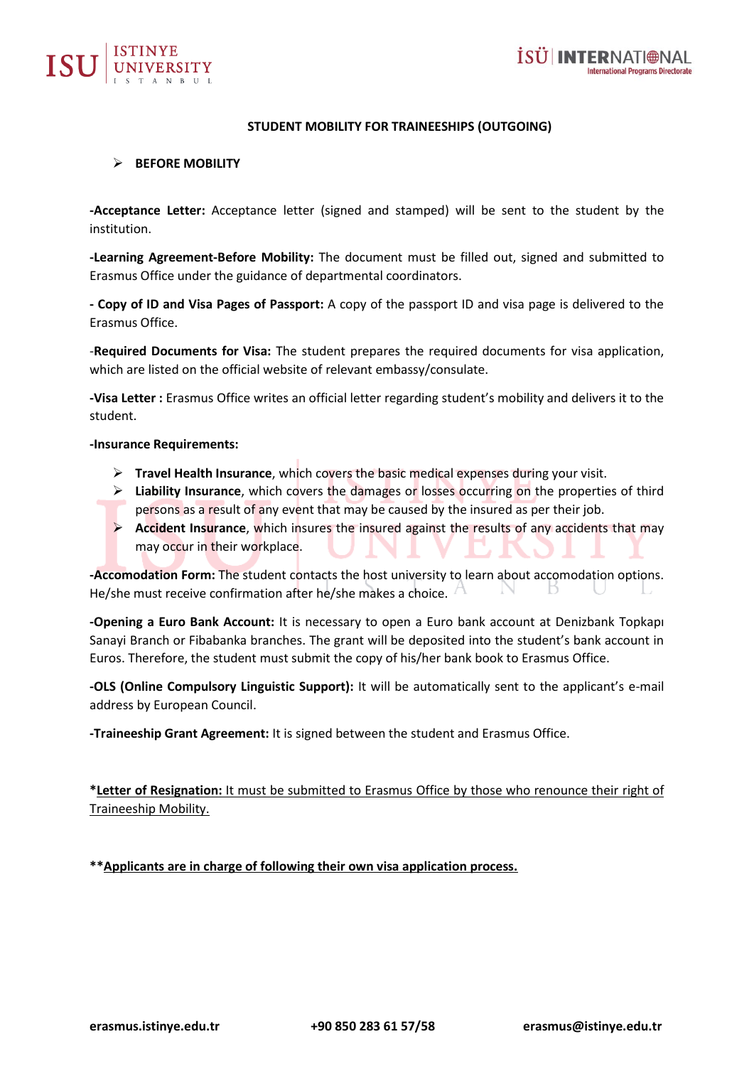## STUDENT MOBILITY FOR TRAINEESHIPS (OUTGOING)

- **BEFORE MOBILITY**

**-Acceptance Letter:** Acceptance letter (signed and stamped) will be sent to the student by the institution.

**-Learning Agreement-Before Mobility:** The document must be filled out, signed and submitted to Erasmus Office under the guidance of departmental coordinators.

**- Copy of ID and Visa Pages of Passport:** A copy of the passport ID and visa page is delivered to the Erasmus Office.

-**Required Documents for Visa:** The student prepares the required documents for visa application, which are listed on the official website of relevant embassy/consulate.

**-Visa Letter :** Erasmus Office writes an official letter regarding student's mobility and delivers it to the student.

**-Insurance Requirements:**

- **Travel Health Insurance**, which covers the basic medical expenses during your visit.
- **Liability Insurance**, which covers the damages or losses occurring on the properties of third persons as a result of any event that may be caused by the insured as per their job.
- **Accident Insurance**, which insures the insured against the results of any accidents that may may occur in their workplace.

**-Accomodation Form:** The student contacts the host university to learn about accomodation options. He/she must receive confirmation after he/she makes a choice.

**-Opening a Euro Bank Account:** It is necessary to open a Euro bank account at Denizbank Topkapı Sanayi Branch or Fibabanka branches. The grant will be deposited into the student's bank account in Euros. Therefore, the student must submit the copy of his/her bank book to Erasmus Office.

**-OLS (Online Compulsory Linguistic Support):** It will be automatically sent to the applicant's e-mail address by European Council.

**-Traineeship Grant Agreement:** It is signed between the student and Erasmus Office.

**\*<u>Letter of Resignation:</u>** <u>It must be submitted to Erasmus Office by those who renounce their right of Traineeship Mobility.</u>

**\*\*<u>Applicants are in charge of following their own visa application process.</u>**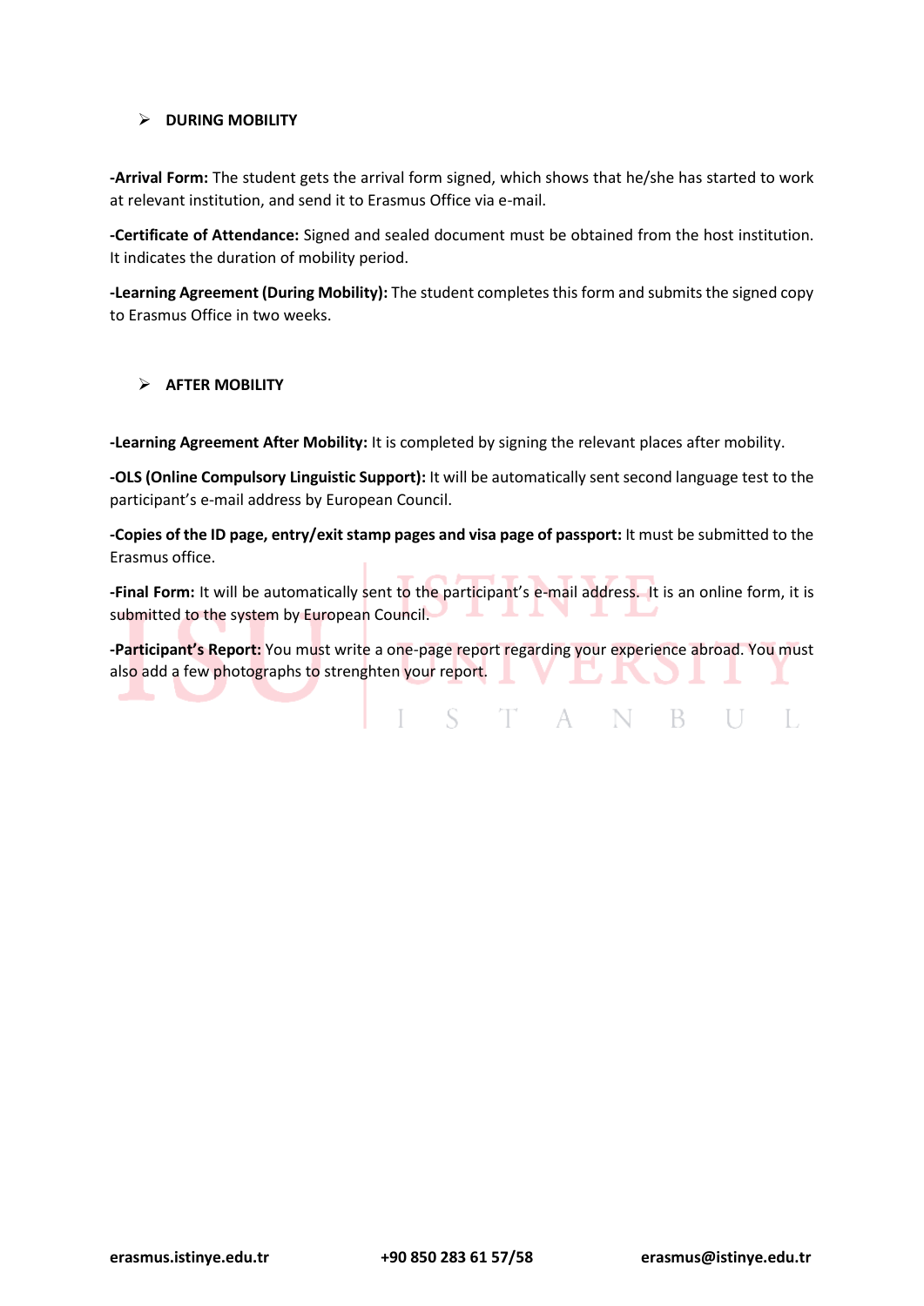- **DURING MOBILITY**

**-Arrival Form:** The student gets the arrival form signed, which shows that he/she has started to work at relevant institution, and send it to Erasmus Office via e-mail.

**-Certificate of Attendance:** Signed and sealed document must be obtained from the host institution. It indicates the duration of mobility period.

**-Learning Agreement (During Mobility):** The student completes this form and submits the signed copy to Erasmus Office in two weeks.

- **AFTER MOBILITY**

**-Learning Agreement After Mobility:** It is completed by signing the relevant places after mobility.

**-OLS (Online Compulsory Linguistic Support):** It will be automatically sent second language test to the participant's e-mail address by European Council.

**-Copies of the ID page, entry/exit stamp pages and visa page of passport:** It must be submitted to the Erasmus office.

**-Final Form:** It will be automatically sent to the participant's e-mail address. It is an online form, it is submitted to the system by European Council.

**-Participant's Report:** You must write a one-page report regarding your experience abroad. You must also add a few photographs to strenghten your report.

erasmus.istinye.edu.tr | +90 850 283 61 57/58 | erasmus@istinye.edu.tr